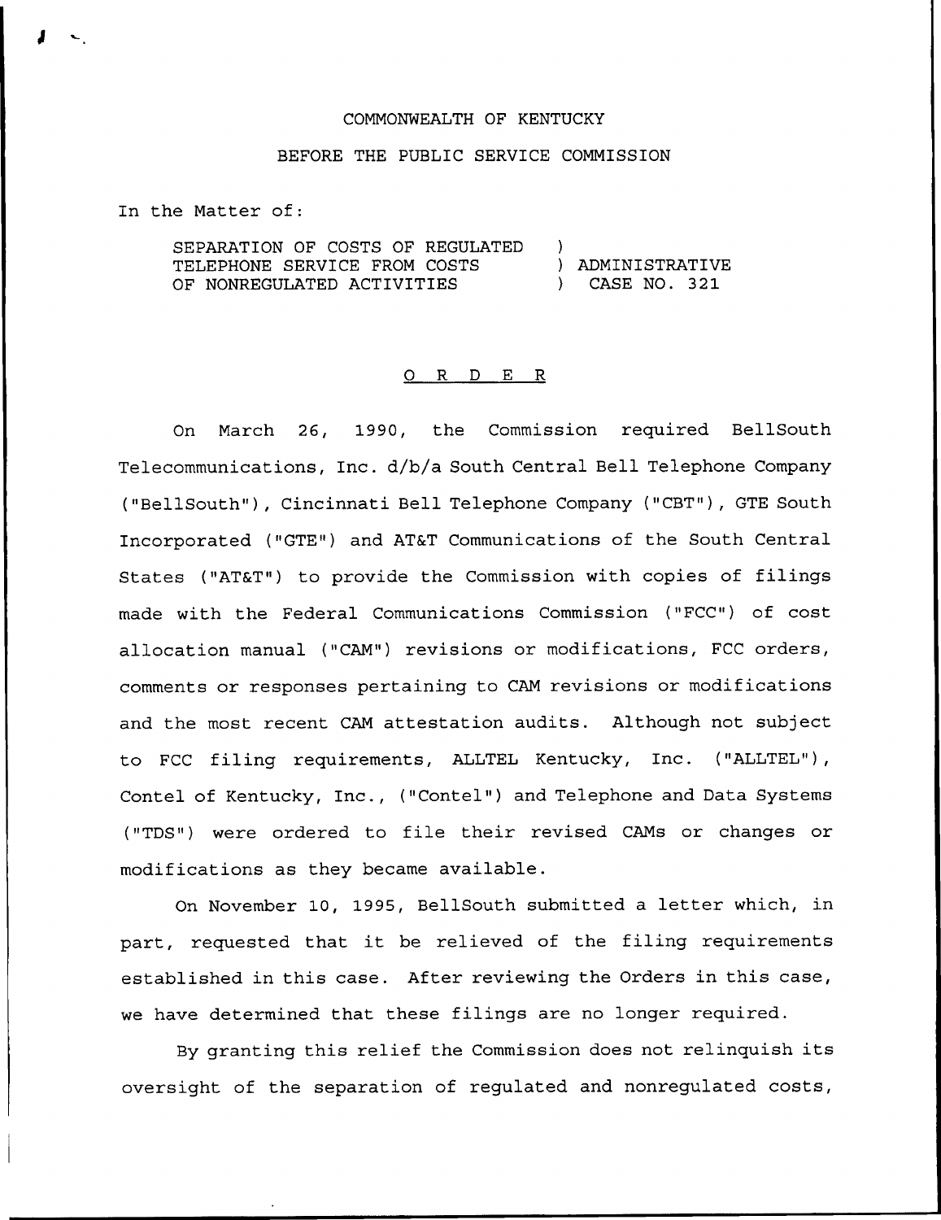COMMONWEALTH OF KENTUCKY

BEFORE THE PUBLIC SERVICE COMMISSION

In the Matter of:

| | |
|---|---|
| SEPARATION OF COSTS OF REGULATED TELEPHONE SERVICE FROM COSTS OF NONREGULATED ACTIVITIES | ) ADMINISTRATIVE ) CASE NO. 321 |

## O R D E R

On March 26, 1990, the Commission required BellSouth Telecommunications, Inc. d/b/a South Central Bell Telephone Company ("BellSouth"), Cincinnati Bell Telephone Company ("CBT"), GTE South Incorporated ("GTE") and AT&T Communications of the South Central States ("AT&T") to provide the Commission with copies of filings made with the Federal Communications Commission ("FCC") of cost allocation manual ("CAM") revisions or modifications, FCC orders, comments or responses pertaining to CAM revisions or modifications and the most recent CAM attestation audits. Although not subject to FCC filing requirements, ALLTEL Kentucky, Inc. ("ALLTEL"), Contel of Kentucky, Inc., ("Contel") and Telephone and Data Systems ("TDS") were ordered to file their revised CAMs or changes or modifications as they became available.

On November 10, 1995, BellSouth submitted a letter which, in part, requested that it be relieved of the filing requirements established in this case. After reviewing the Orders in this case, we have determined that these filings are no longer required.

By granting this relief the Commission does not relinquish its oversight of the separation of regulated and nonregulated costs,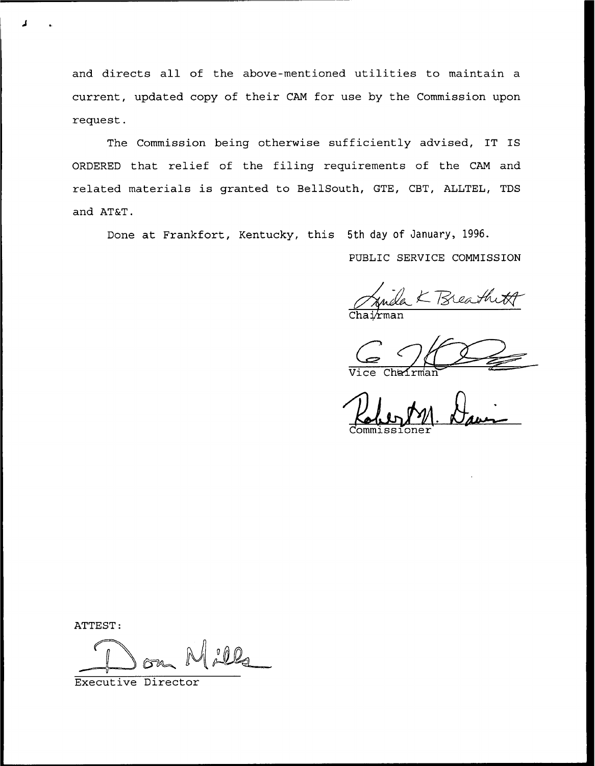and directs all of the above-mentioned utilities to maintain a current, updated copy of their CAM for use by the Commission upon request.

The Commission being otherwise sufficiently advised, IT IS ORDERED that relief of the filing requirements of the CAM and related materials is granted to BellSouth, GTE, CBT, ALLTEL, TDS and AT&T.

Done at Frankfort, Kentucky, this 5th day of January, 1996.

PUBLIC SERVICE COMMISSION

Chairman

Vice Chairman

Commissioner

ATTEST:

Executive Director